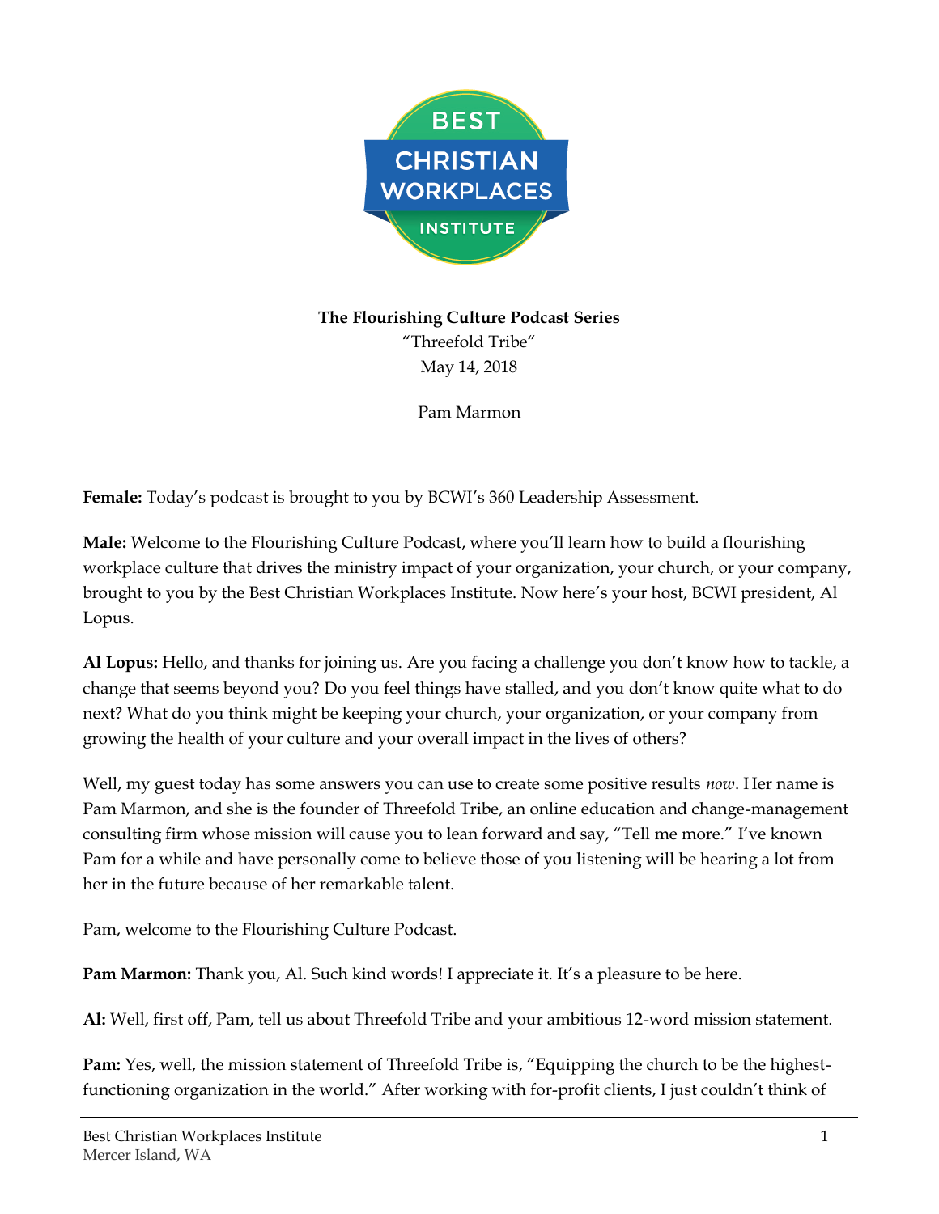**The Flourishing Culture Podcast Series**

"Threefold Tribe"

May 14, 2018

Pam Marmon

**Female:** Today's podcast is brought to you by BCWI's 360 Leadership Assessment.

**Male:** Welcome to the Flourishing Culture Podcast, where you'll learn how to build a flourishing workplace culture that drives the ministry impact of your organization, your church, or your company, brought to you by the Best Christian Workplaces Institute. Now here's your host, BCWI president, Al Lopus.

**Al Lopus:** Hello, and thanks for joining us. Are you facing a challenge you don't know how to tackle, a change that seems beyond you? Do you feel things have stalled, and you don't know quite what to do next? What do you think might be keeping your church, your organization, or your company from growing the health of your culture and your overall impact in the lives of others?

Well, my guest today has some answers you can use to create some positive results *now*. Her name is Pam Marmon, and she is the founder of Threefold Tribe, an online education and change-management consulting firm whose mission will cause you to lean forward and say, "Tell me more." I've known Pam for a while and have personally come to believe those of you listening will be hearing a lot from her in the future because of her remarkable talent.

Pam, welcome to the Flourishing Culture Podcast.

**Pam Marmon:** Thank you, Al. Such kind words! I appreciate it. It's a pleasure to be here.

**Al:** Well, first off, Pam, tell us about Threefold Tribe and your ambitious 12-word mission statement.

**Pam:** Yes, well, the mission statement of Threefold Tribe is, "Equipping the church to be the highest-functioning organization in the world." After working with for-profit clients, I just couldn't think of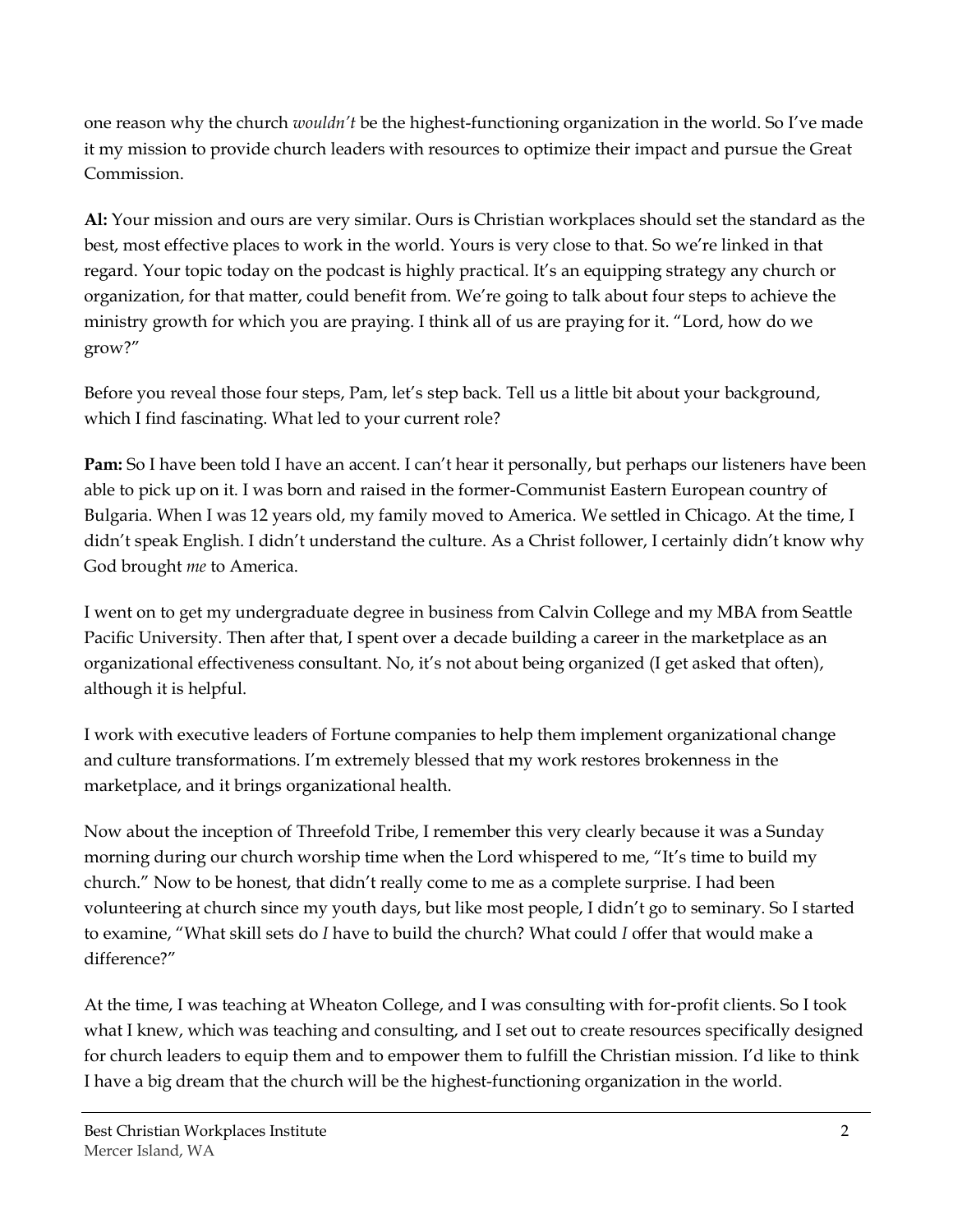one reason why the church *wouldn't* be the highest-functioning organization in the world. So I've made it my mission to provide church leaders with resources to optimize their impact and pursue the Great Commission.

**Al:** Your mission and ours are very similar. Ours is Christian workplaces should set the standard as the best, most effective places to work in the world. Yours is very close to that. So we're linked in that regard. Your topic today on the podcast is highly practical. It's an equipping strategy any church or organization, for that matter, could benefit from. We're going to talk about four steps to achieve the ministry growth for which you are praying. I think all of us are praying for it. "Lord, how do we grow?"

Before you reveal those four steps, Pam, let's step back. Tell us a little bit about your background, which I find fascinating. What led to your current role?

**Pam:** So I have been told I have an accent. I can't hear it personally, but perhaps our listeners have been able to pick up on it. I was born and raised in the former-Communist Eastern European country of Bulgaria. When I was 12 years old, my family moved to America. We settled in Chicago. At the time, I didn't speak English. I didn't understand the culture. As a Christ follower, I certainly didn't know why God brought *me* to America.

I went on to get my undergraduate degree in business from Calvin College and my MBA from Seattle Pacific University. Then after that, I spent over a decade building a career in the marketplace as an organizational effectiveness consultant. No, it's not about being organized (I get asked that often), although it is helpful.

I work with executive leaders of Fortune companies to help them implement organizational change and culture transformations. I'm extremely blessed that my work restores brokenness in the marketplace, and it brings organizational health.

Now about the inception of Threefold Tribe, I remember this very clearly because it was a Sunday morning during our church worship time when the Lord whispered to me, "It's time to build my church." Now to be honest, that didn't really come to me as a complete surprise. I had been volunteering at church since my youth days, but like most people, I didn't go to seminary. So I started to examine, "What skill sets do *I* have to build the church? What could *I* offer that would make a difference?"

At the time, I was teaching at Wheaton College, and I was consulting with for-profit clients. So I took what I knew, which was teaching and consulting, and I set out to create resources specifically designed for church leaders to equip them and to empower them to fulfill the Christian mission. I'd like to think I have a big dream that the church will be the highest-functioning organization in the world.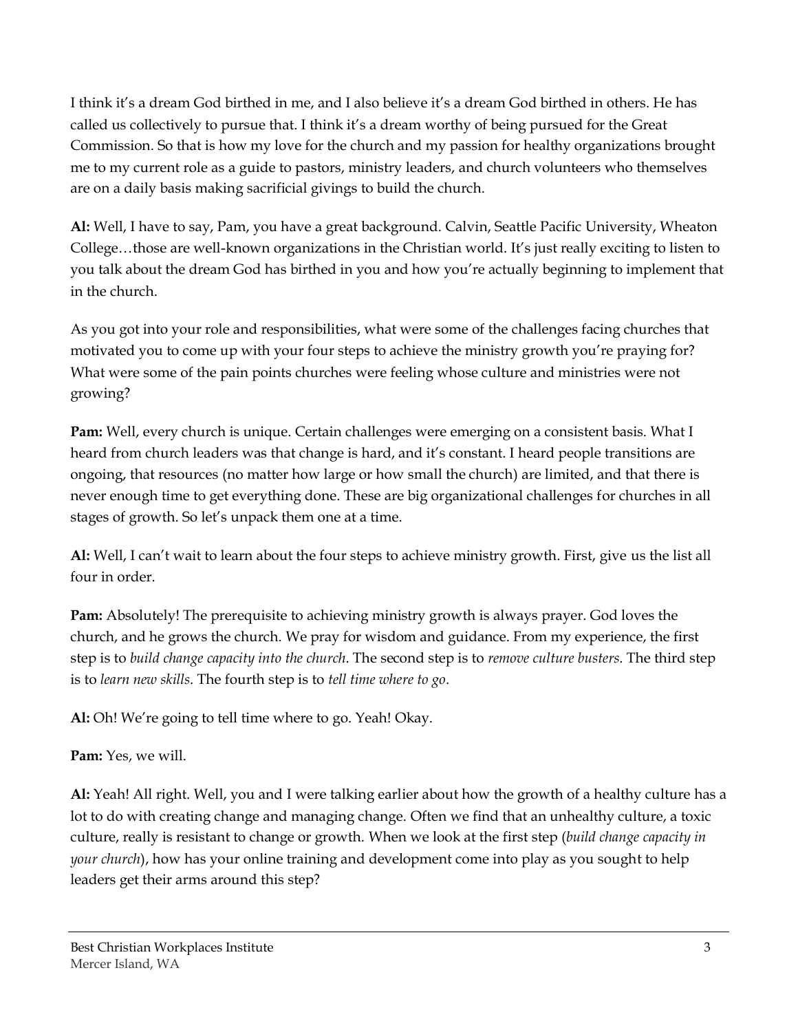I think it's a dream God birthed in me, and I also believe it's a dream God birthed in others. He has called us collectively to pursue that. I think it's a dream worthy of being pursued for the Great Commission. So that is how my love for the church and my passion for healthy organizations brought me to my current role as a guide to pastors, ministry leaders, and church volunteers who themselves are on a daily basis making sacrificial givings to build the church.

**Al:** Well, I have to say, Pam, you have a great background. Calvin, Seattle Pacific University, Wheaton College…those are well-known organizations in the Christian world. It's just really exciting to listen to you talk about the dream God has birthed in you and how you're actually beginning to implement that in the church.

As you got into your role and responsibilities, what were some of the challenges facing churches that motivated you to come up with your four steps to achieve the ministry growth you're praying for? What were some of the pain points churches were feeling whose culture and ministries were not growing?

**Pam:** Well, every church is unique. Certain challenges were emerging on a consistent basis. What I heard from church leaders was that change is hard, and it's constant. I heard people transitions are ongoing, that resources (no matter how large or how small the church) are limited, and that there is never enough time to get everything done. These are big organizational challenges for churches in all stages of growth. So let's unpack them one at a time.

**Al:** Well, I can't wait to learn about the four steps to achieve ministry growth. First, give us the list all four in order.

**Pam:** Absolutely! The prerequisite to achieving ministry growth is always prayer. God loves the church, and he grows the church. We pray for wisdom and guidance. From my experience, the first step is to *build change capacity into the church*. The second step is to *remove culture busters*. The third step is to *learn new skills*. The fourth step is to *tell time where to go*.

**Al:** Oh! We're going to tell time where to go. Yeah! Okay.

**Pam:** Yes, we will.

**Al:** Yeah! All right. Well, you and I were talking earlier about how the growth of a healthy culture has a lot to do with creating change and managing change. Often we find that an unhealthy culture, a toxic culture, really is resistant to change or growth. When we look at the first step (*build change capacity in your church*), how has your online training and development come into play as you sought to help leaders get their arms around this step?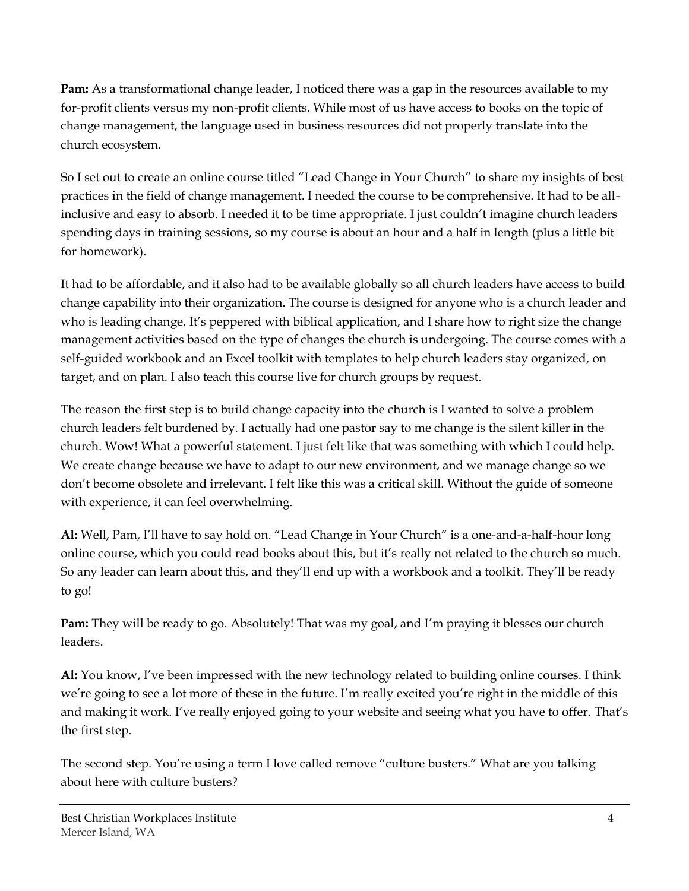**Pam:** As a transformational change leader, I noticed there was a gap in the resources available to my for-profit clients versus my non-profit clients. While most of us have access to books on the topic of change management, the language used in business resources did not properly translate into the church ecosystem.

So I set out to create an online course titled "Lead Change in Your Church" to share my insights of best practices in the field of change management. I needed the course to be comprehensive. It had to be all-inclusive and easy to absorb. I needed it to be time appropriate. I just couldn't imagine church leaders spending days in training sessions, so my course is about an hour and a half in length (plus a little bit for homework).

It had to be affordable, and it also had to be available globally so all church leaders have access to build change capability into their organization. The course is designed for anyone who is a church leader and who is leading change. It's peppered with biblical application, and I share how to right size the change management activities based on the type of changes the church is undergoing. The course comes with a self-guided workbook and an Excel toolkit with templates to help church leaders stay organized, on target, and on plan. I also teach this course live for church groups by request.

The reason the first step is to build change capacity into the church is I wanted to solve a problem church leaders felt burdened by. I actually had one pastor say to me change is the silent killer in the church. Wow! What a powerful statement. I just felt like that was something with which I could help. We create change because we have to adapt to our new environment, and we manage change so we don't become obsolete and irrelevant. I felt like this was a critical skill. Without the guide of someone with experience, it can feel overwhelming.

**Al:** Well, Pam, I'll have to say hold on. "Lead Change in Your Church" is a one-and-a-half-hour long online course, which you could read books about this, but it's really not related to the church so much. So any leader can learn about this, and they'll end up with a workbook and a toolkit. They'll be ready to go!

**Pam:** They will be ready to go. Absolutely! That was my goal, and I'm praying it blesses our church leaders.

**Al:** You know, I've been impressed with the new technology related to building online courses. I think we're going to see a lot more of these in the future. I'm really excited you're right in the middle of this and making it work. I've really enjoyed going to your website and seeing what you have to offer. That's the first step.

The second step. You're using a term I love called remove "culture busters." What are you talking about here with culture busters?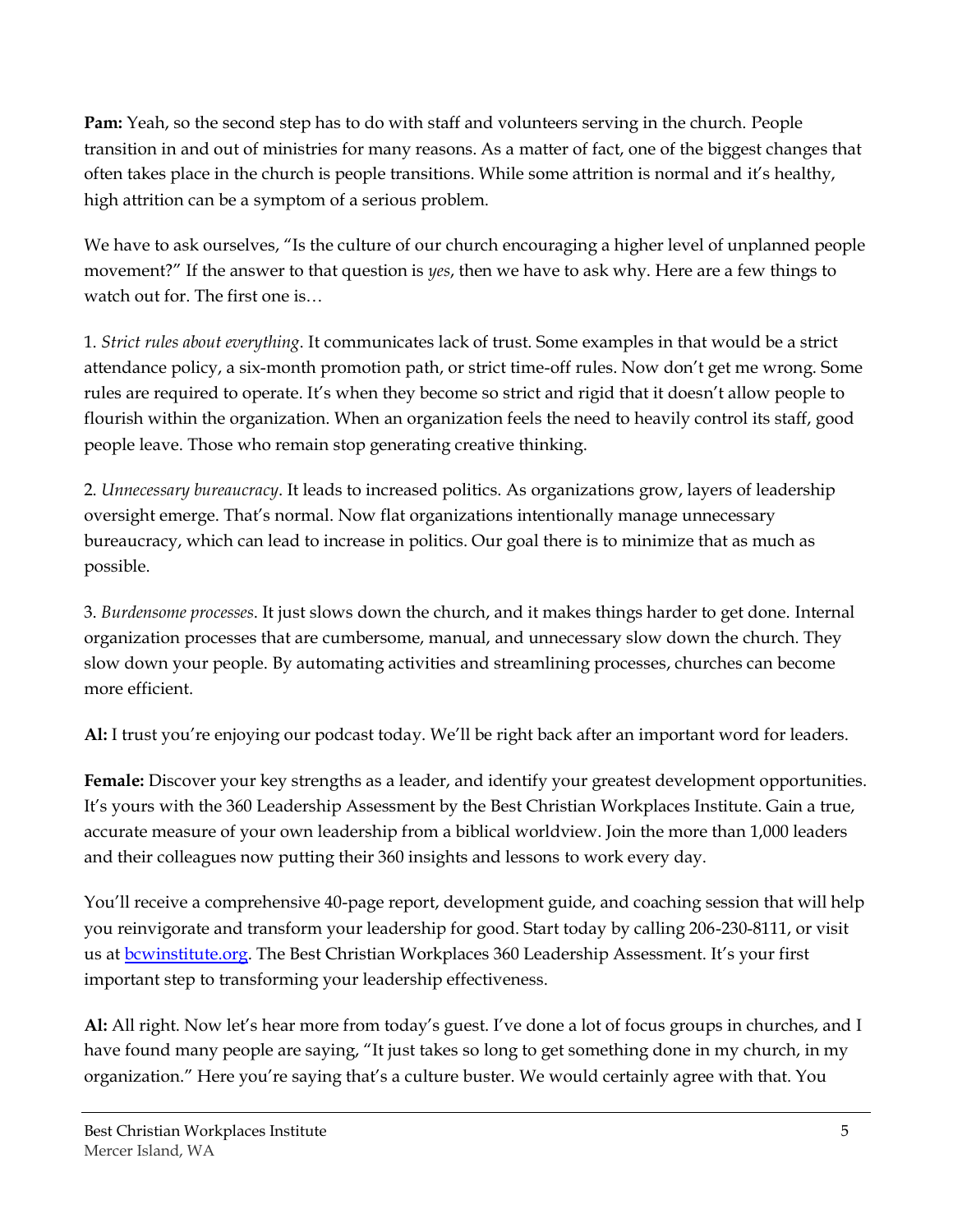**Pam:** Yeah, so the second step has to do with staff and volunteers serving in the church. People transition in and out of ministries for many reasons. As a matter of fact, one of the biggest changes that often takes place in the church is people transitions. While some attrition is normal and it's healthy, high attrition can be a symptom of a serious problem.

We have to ask ourselves, "Is the culture of our church encouraging a higher level of unplanned people movement?" If the answer to that question is *yes*, then we have to ask why. Here are a few things to watch out for. The first one is…

1. *Strict rules about everything*. It communicates lack of trust. Some examples in that would be a strict attendance policy, a six-month promotion path, or strict time-off rules. Now don't get me wrong. Some rules are required to operate. It's when they become so strict and rigid that it doesn't allow people to flourish within the organization. When an organization feels the need to heavily control its staff, good people leave. Those who remain stop generating creative thinking.

2. *Unnecessary bureaucracy*. It leads to increased politics. As organizations grow, layers of leadership oversight emerge. That's normal. Now flat organizations intentionally manage unnecessary bureaucracy, which can lead to increase in politics. Our goal there is to minimize that as much as possible.

3. *Burdensome processes*. It just slows down the church, and it makes things harder to get done. Internal organization processes that are cumbersome, manual, and unnecessary slow down the church. They slow down your people. By automating activities and streamlining processes, churches can become more efficient.

**Al:** I trust you're enjoying our podcast today. We'll be right back after an important word for leaders.

**Female:** Discover your key strengths as a leader, and identify your greatest development opportunities. It's yours with the 360 Leadership Assessment by the Best Christian Workplaces Institute. Gain a true, accurate measure of your own leadership from a biblical worldview. Join the more than 1,000 leaders and their colleagues now putting their 360 insights and lessons to work every day.

You'll receive a comprehensive 40-page report, development guide, and coaching session that will help you reinvigorate and transform your leadership for good. Start today by calling 206-230-8111, or visit us at [bcwinstitute.org](bcwinstitute.org). The Best Christian Workplaces 360 Leadership Assessment. It's your first important step to transforming your leadership effectiveness.

**Al:** All right. Now let's hear more from today's guest. I've done a lot of focus groups in churches, and I have found many people are saying, "It just takes so long to get something done in my church, in my organization." Here you're saying that's a culture buster. We would certainly agree with that. You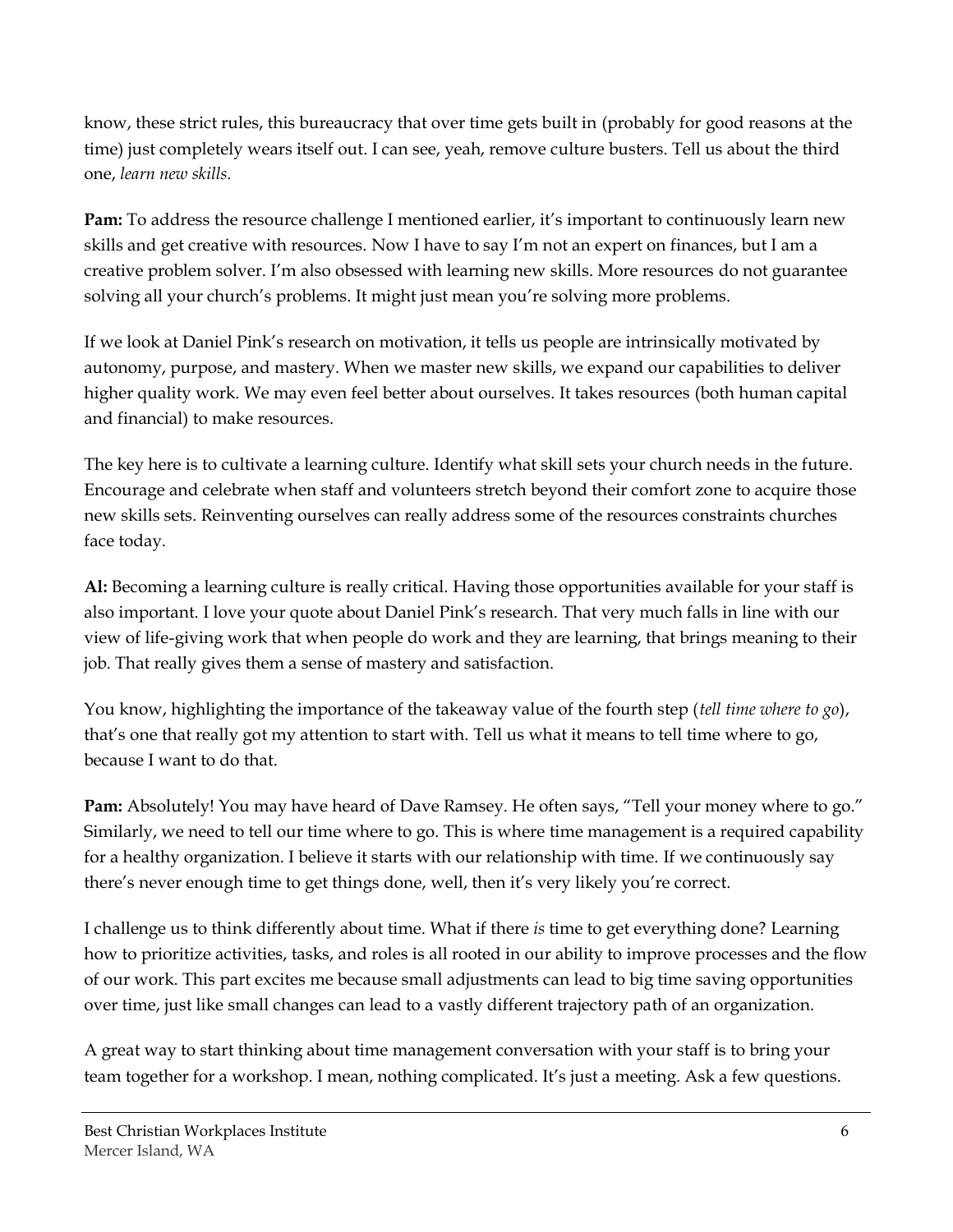know, these strict rules, this bureaucracy that over time gets built in (probably for good reasons at the time) just completely wears itself out. I can see, yeah, remove culture busters. Tell us about the third one, *learn new skills.*

**Pam:** To address the resource challenge I mentioned earlier, it's important to continuously learn new skills and get creative with resources. Now I have to say I'm not an expert on finances, but I am a creative problem solver. I'm also obsessed with learning new skills. More resources do not guarantee solving all your church's problems. It might just mean you're solving more problems.

If we look at Daniel Pink's research on motivation, it tells us people are intrinsically motivated by autonomy, purpose, and mastery. When we master new skills, we expand our capabilities to deliver higher quality work. We may even feel better about ourselves. It takes resources (both human capital and financial) to make resources.

The key here is to cultivate a learning culture. Identify what skill sets your church needs in the future. Encourage and celebrate when staff and volunteers stretch beyond their comfort zone to acquire those new skills sets. Reinventing ourselves can really address some of the resources constraints churches face today.

**Al:** Becoming a learning culture is really critical. Having those opportunities available for your staff is also important. I love your quote about Daniel Pink's research. That very much falls in line with our view of life-giving work that when people do work and they are learning, that brings meaning to their job. That really gives them a sense of mastery and satisfaction.

You know, highlighting the importance of the takeaway value of the fourth step (*tell time where to go*), that's one that really got my attention to start with. Tell us what it means to tell time where to go, because I want to do that.

**Pam:** Absolutely! You may have heard of Dave Ramsey. He often says, "Tell your money where to go." Similarly, we need to tell our time where to go. This is where time management is a required capability for a healthy organization. I believe it starts with our relationship with time. If we continuously say there's never enough time to get things done, well, then it's very likely you're correct.

I challenge us to think differently about time. What if there *is* time to get everything done? Learning how to prioritize activities, tasks, and roles is all rooted in our ability to improve processes and the flow of our work. This part excites me because small adjustments can lead to big time saving opportunities over time, just like small changes can lead to a vastly different trajectory path of an organization.

A great way to start thinking about time management conversation with your staff is to bring your team together for a workshop. I mean, nothing complicated. It's just a meeting. Ask a few questions.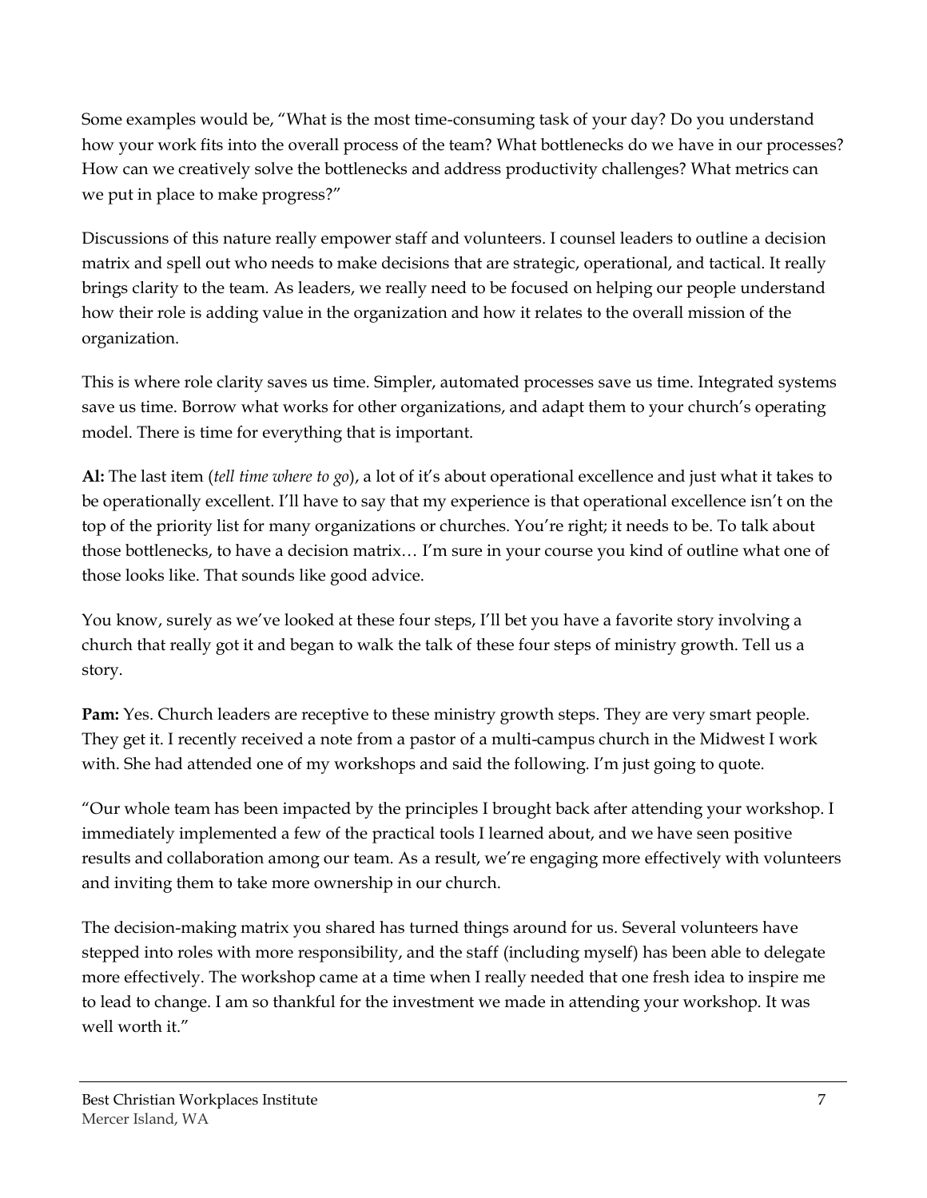Some examples would be, "What is the most time-consuming task of your day? Do you understand how your work fits into the overall process of the team? What bottlenecks do we have in our processes? How can we creatively solve the bottlenecks and address productivity challenges? What metrics can we put in place to make progress?"

Discussions of this nature really empower staff and volunteers. I counsel leaders to outline a decision matrix and spell out who needs to make decisions that are strategic, operational, and tactical. It really brings clarity to the team. As leaders, we really need to be focused on helping our people understand how their role is adding value in the organization and how it relates to the overall mission of the organization.

This is where role clarity saves us time. Simpler, automated processes save us time. Integrated systems save us time. Borrow what works for other organizations, and adapt them to your church's operating model. There is time for everything that is important.

**Al:** The last item (*tell time where to go*), a lot of it's about operational excellence and just what it takes to be operationally excellent. I'll have to say that my experience is that operational excellence isn't on the top of the priority list for many organizations or churches. You're right; it needs to be. To talk about those bottlenecks, to have a decision matrix… I'm sure in your course you kind of outline what one of those looks like. That sounds like good advice.

You know, surely as we've looked at these four steps, I'll bet you have a favorite story involving a church that really got it and began to walk the talk of these four steps of ministry growth. Tell us a story.

**Pam:** Yes. Church leaders are receptive to these ministry growth steps. They are very smart people. They get it. I recently received a note from a pastor of a multi-campus church in the Midwest I work with. She had attended one of my workshops and said the following. I'm just going to quote.

"Our whole team has been impacted by the principles I brought back after attending your workshop. I immediately implemented a few of the practical tools I learned about, and we have seen positive results and collaboration among our team. As a result, we're engaging more effectively with volunteers and inviting them to take more ownership in our church.

The decision-making matrix you shared has turned things around for us. Several volunteers have stepped into roles with more responsibility, and the staff (including myself) has been able to delegate more effectively. The workshop came at a time when I really needed that one fresh idea to inspire me to lead to change. I am so thankful for the investment we made in attending your workshop. It was well worth it."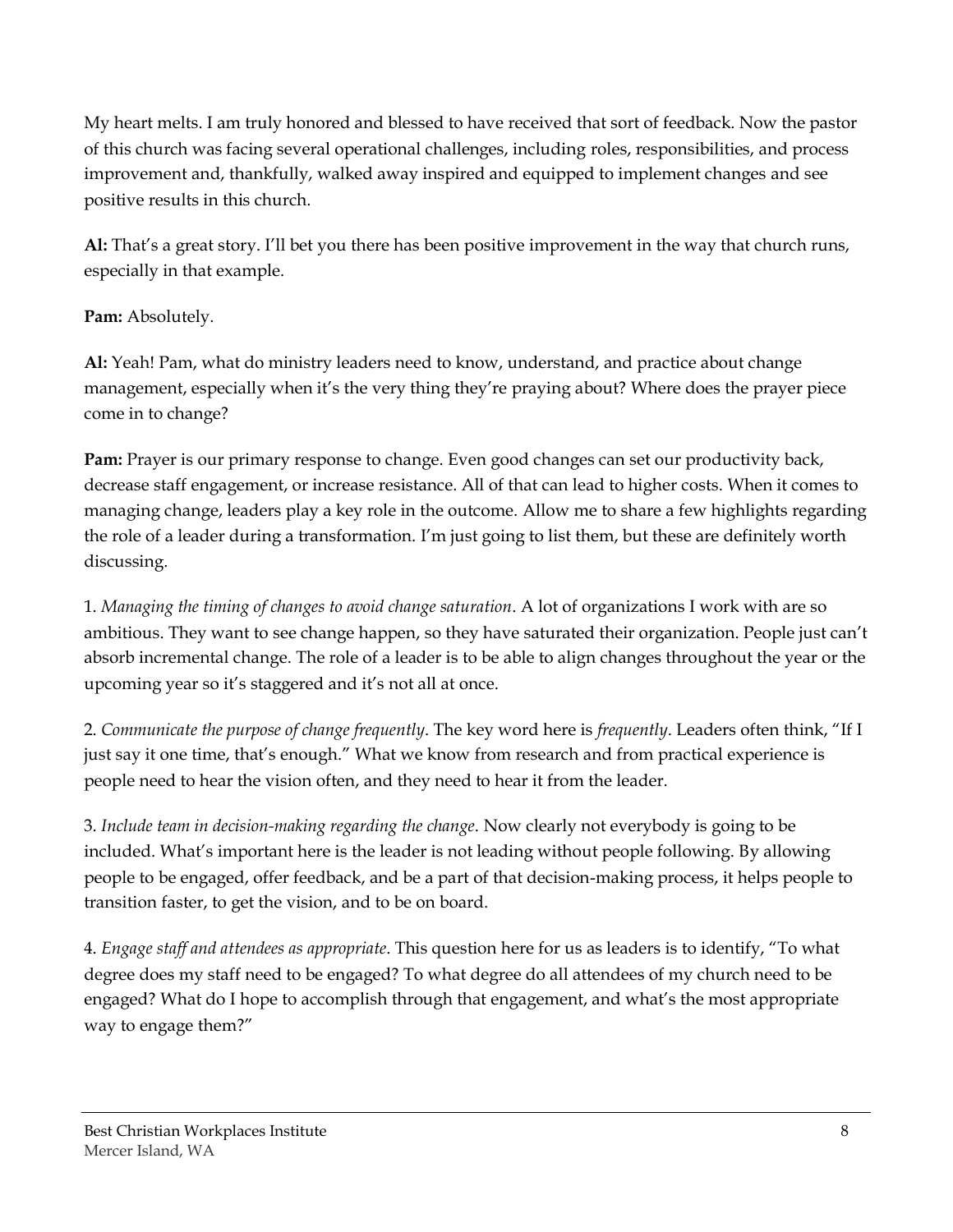My heart melts. I am truly honored and blessed to have received that sort of feedback. Now the pastor of this church was facing several operational challenges, including roles, responsibilities, and process improvement and, thankfully, walked away inspired and equipped to implement changes and see positive results in this church.

**Al:** That's a great story. I'll bet you there has been positive improvement in the way that church runs, especially in that example.

**Pam:** Absolutely.

**Al:** Yeah! Pam, what do ministry leaders need to know, understand, and practice about change management, especially when it's the very thing they're praying about? Where does the prayer piece come in to change?

**Pam:** Prayer is our primary response to change. Even good changes can set our productivity back, decrease staff engagement, or increase resistance. All of that can lead to higher costs. When it comes to managing change, leaders play a key role in the outcome. Allow me to share a few highlights regarding the role of a leader during a transformation. I'm just going to list them, but these are definitely worth discussing.

1. *Managing the timing of changes to avoid change saturation*. A lot of organizations I work with are so ambitious. They want to see change happen, so they have saturated their organization. People just can't absorb incremental change. The role of a leader is to be able to align changes throughout the year or the upcoming year so it's staggered and it's not all at once.

2. *Communicate the purpose of change frequently*. The key word here is *frequently*. Leaders often think, "If I just say it one time, that's enough." What we know from research and from practical experience is people need to hear the vision often, and they need to hear it from the leader.

3. *Include team in decision-making regarding the change*. Now clearly not everybody is going to be included. What's important here is the leader is not leading without people following. By allowing people to be engaged, offer feedback, and be a part of that decision-making process, it helps people to transition faster, to get the vision, and to be on board.

4. *Engage staff and attendees as appropriate*. This question here for us as leaders is to identify, "To what degree does my staff need to be engaged? To what degree do all attendees of my church need to be engaged? What do I hope to accomplish through that engagement, and what's the most appropriate way to engage them?"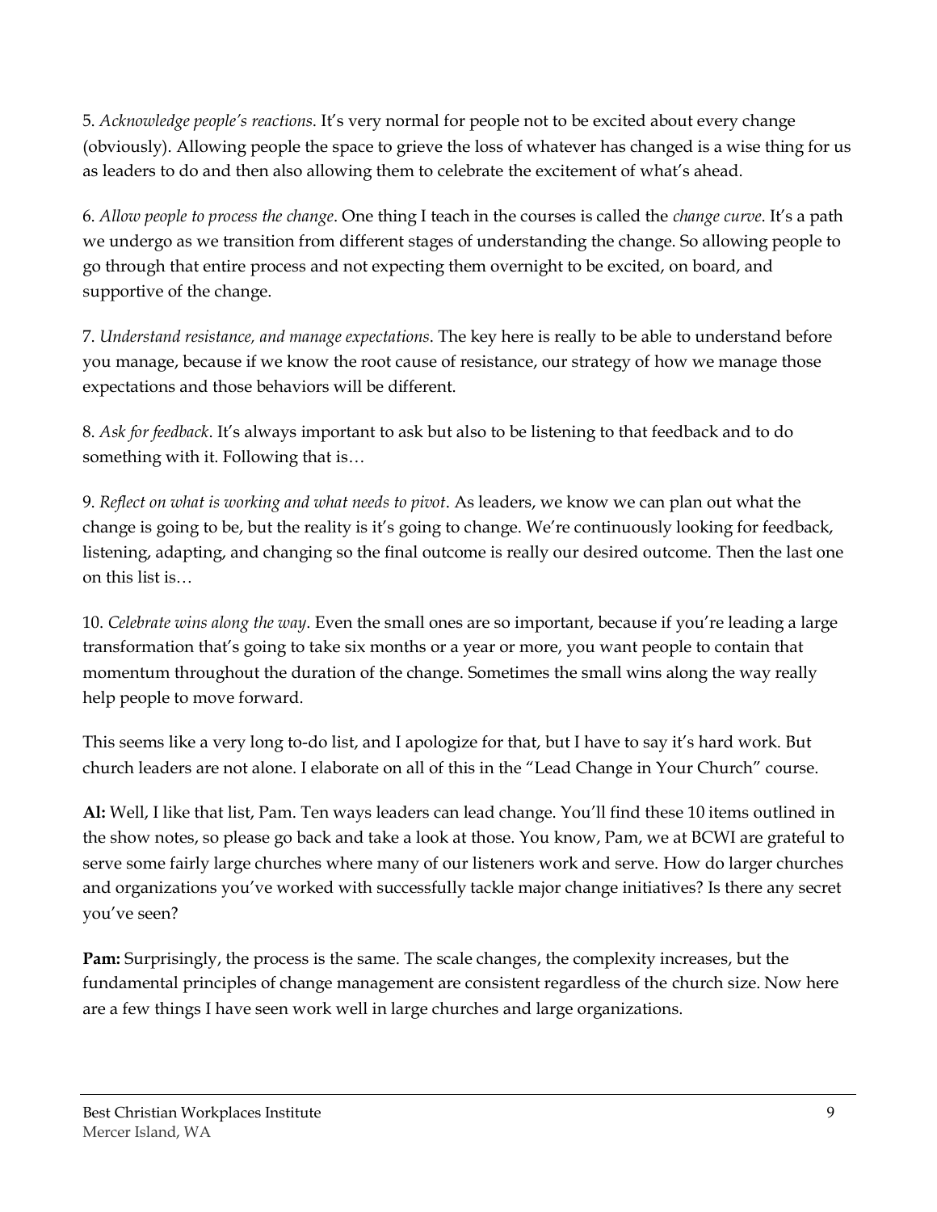5. *Acknowledge people's reactions*. It's very normal for people not to be excited about every change (obviously). Allowing people the space to grieve the loss of whatever has changed is a wise thing for us as leaders to do and then also allowing them to celebrate the excitement of what's ahead.

6. *Allow people to process the change*. One thing I teach in the courses is called the *change curve*. It's a path we undergo as we transition from different stages of understanding the change. So allowing people to go through that entire process and not expecting them overnight to be excited, on board, and supportive of the change.

7. *Understand resistance, and manage expectations*. The key here is really to be able to understand before you manage, because if we know the root cause of resistance, our strategy of how we manage those expectations and those behaviors will be different.

8. *Ask for feedback*. It's always important to ask but also to be listening to that feedback and to do something with it. Following that is…

9. *Reflect on what is working and what needs to pivot*. As leaders, we know we can plan out what the change is going to be, but the reality is it's going to change. We're continuously looking for feedback, listening, adapting, and changing so the final outcome is really our desired outcome. Then the last one on this list is…

10. *Celebrate wins along the way*. Even the small ones are so important, because if you're leading a large transformation that's going to take six months or a year or more, you want people to contain that momentum throughout the duration of the change. Sometimes the small wins along the way really help people to move forward.

This seems like a very long to-do list, and I apologize for that, but I have to say it's hard work. But church leaders are not alone. I elaborate on all of this in the "Lead Change in Your Church" course.

**Al:** Well, I like that list, Pam. Ten ways leaders can lead change. You'll find these 10 items outlined in the show notes, so please go back and take a look at those. You know, Pam, we at BCWI are grateful to serve some fairly large churches where many of our listeners work and serve. How do larger churches and organizations you've worked with successfully tackle major change initiatives? Is there any secret you've seen?

**Pam:** Surprisingly, the process is the same. The scale changes, the complexity increases, but the fundamental principles of change management are consistent regardless of the church size. Now here are a few things I have seen work well in large churches and large organizations.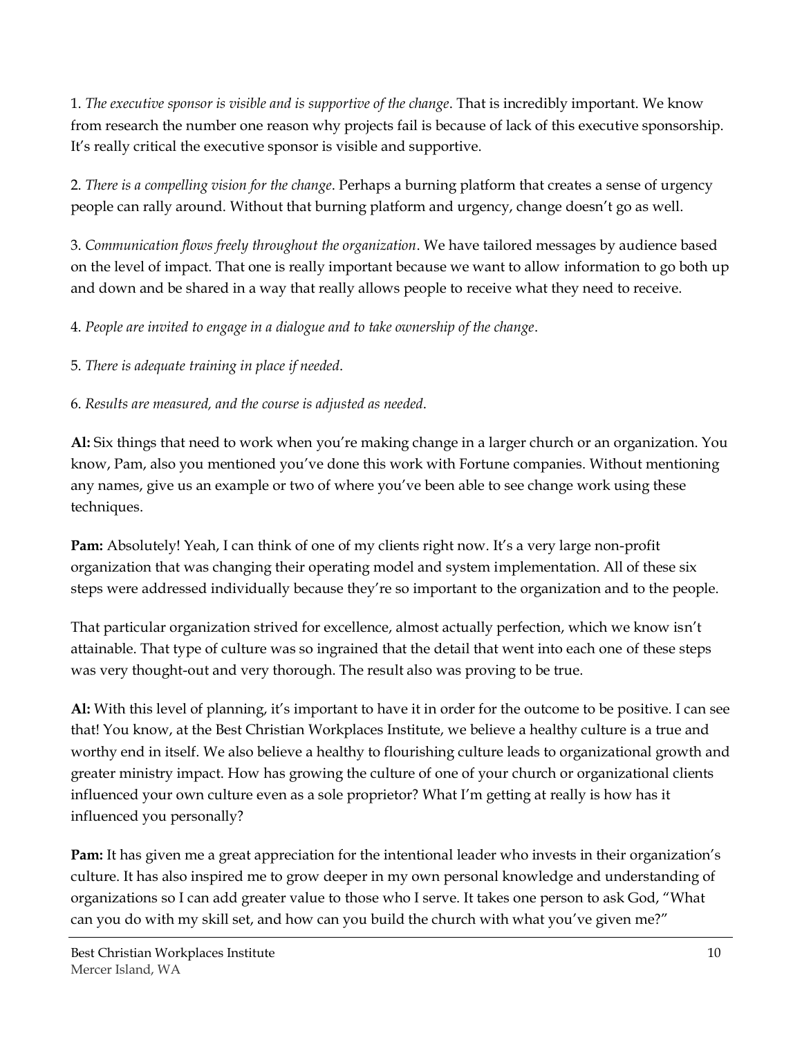1. *The executive sponsor is visible and is supportive of the change*. That is incredibly important. We know from research the number one reason why projects fail is because of lack of this executive sponsorship. It's really critical the executive sponsor is visible and supportive.

2. *There is a compelling vision for the change*. Perhaps a burning platform that creates a sense of urgency people can rally around. Without that burning platform and urgency, change doesn't go as well.

3. *Communication flows freely throughout the organization*. We have tailored messages by audience based on the level of impact. That one is really important because we want to allow information to go both up and down and be shared in a way that really allows people to receive what they need to receive.

4. *People are invited to engage in a dialogue and to take ownership of the change*.

5. *There is adequate training in place if needed*.

6. *Results are measured, and the course is adjusted as needed*.

**Al:** Six things that need to work when you're making change in a larger church or an organization. You know, Pam, also you mentioned you've done this work with Fortune companies. Without mentioning any names, give us an example or two of where you've been able to see change work using these techniques.

**Pam:** Absolutely! Yeah, I can think of one of my clients right now. It's a very large non-profit organization that was changing their operating model and system implementation. All of these six steps were addressed individually because they're so important to the organization and to the people.

That particular organization strived for excellence, almost actually perfection, which we know isn't attainable. That type of culture was so ingrained that the detail that went into each one of these steps was very thought-out and very thorough. The result also was proving to be true.

**Al:** With this level of planning, it's important to have it in order for the outcome to be positive. I can see that! You know, at the Best Christian Workplaces Institute, we believe a healthy culture is a true and worthy end in itself. We also believe a healthy to flourishing culture leads to organizational growth and greater ministry impact. How has growing the culture of one of your church or organizational clients influenced your own culture even as a sole proprietor? What I'm getting at really is how has it influenced you personally?

**Pam:** It has given me a great appreciation for the intentional leader who invests in their organization's culture. It has also inspired me to grow deeper in my own personal knowledge and understanding of organizations so I can add greater value to those who I serve. It takes one person to ask God, "What can you do with my skill set, and how can you build the church with what you've given me?"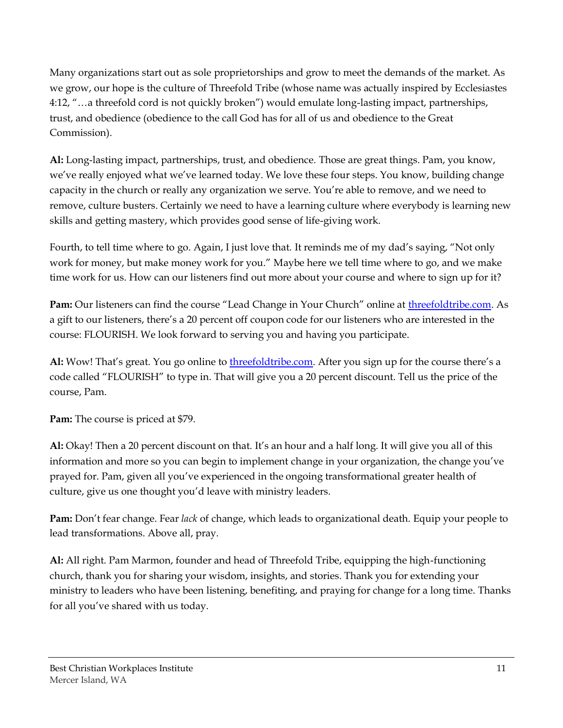Many organizations start out as sole proprietorships and grow to meet the demands of the market. As we grow, our hope is the culture of Threefold Tribe (whose name was actually inspired by Ecclesiastes 4:12, "…a threefold cord is not quickly broken") would emulate long-lasting impact, partnerships, trust, and obedience (obedience to the call God has for all of us and obedience to the Great Commission).

**Al:** Long-lasting impact, partnerships, trust, and obedience. Those are great things. Pam, you know, we've really enjoyed what we've learned today. We love these four steps. You know, building change capacity in the church or really any organization we serve. You're able to remove, and we need to remove, culture busters. Certainly we need to have a learning culture where everybody is learning new skills and getting mastery, which provides good sense of life-giving work.

Fourth, to tell time where to go. Again, I just love that. It reminds me of my dad's saying, "Not only work for money, but make money work for you." Maybe here we tell time where to go, and we make time work for us. How can our listeners find out more about your course and where to sign up for it?

**Pam:** Our listeners can find the course "Lead Change in Your Church" online at [threefoldtribe.com](threefoldtribe.com). As a gift to our listeners, there's a 20 percent off coupon code for our listeners who are interested in the course: FLOURISH. We look forward to serving you and having you participate.

**Al:** Wow! That's great. You go online to [threefoldtribe.com](threefoldtribe.com). After you sign up for the course there's a code called "FLOURISH" to type in. That will give you a 20 percent discount. Tell us the price of the course, Pam.

**Pam:** The course is priced at $79.

**Al:** Okay! Then a 20 percent discount on that. It's an hour and a half long. It will give you all of this information and more so you can begin to implement change in your organization, the change you've prayed for. Pam, given all you've experienced in the ongoing transformational greater health of culture, give us one thought you'd leave with ministry leaders.

**Pam:** Don't fear change. Fear *lack* of change, which leads to organizational death. Equip your people to lead transformations. Above all, pray.

**Al:** All right. Pam Marmon, founder and head of Threefold Tribe, equipping the high-functioning church, thank you for sharing your wisdom, insights, and stories. Thank you for extending your ministry to leaders who have been listening, benefiting, and praying for change for a long time. Thanks for all you've shared with us today.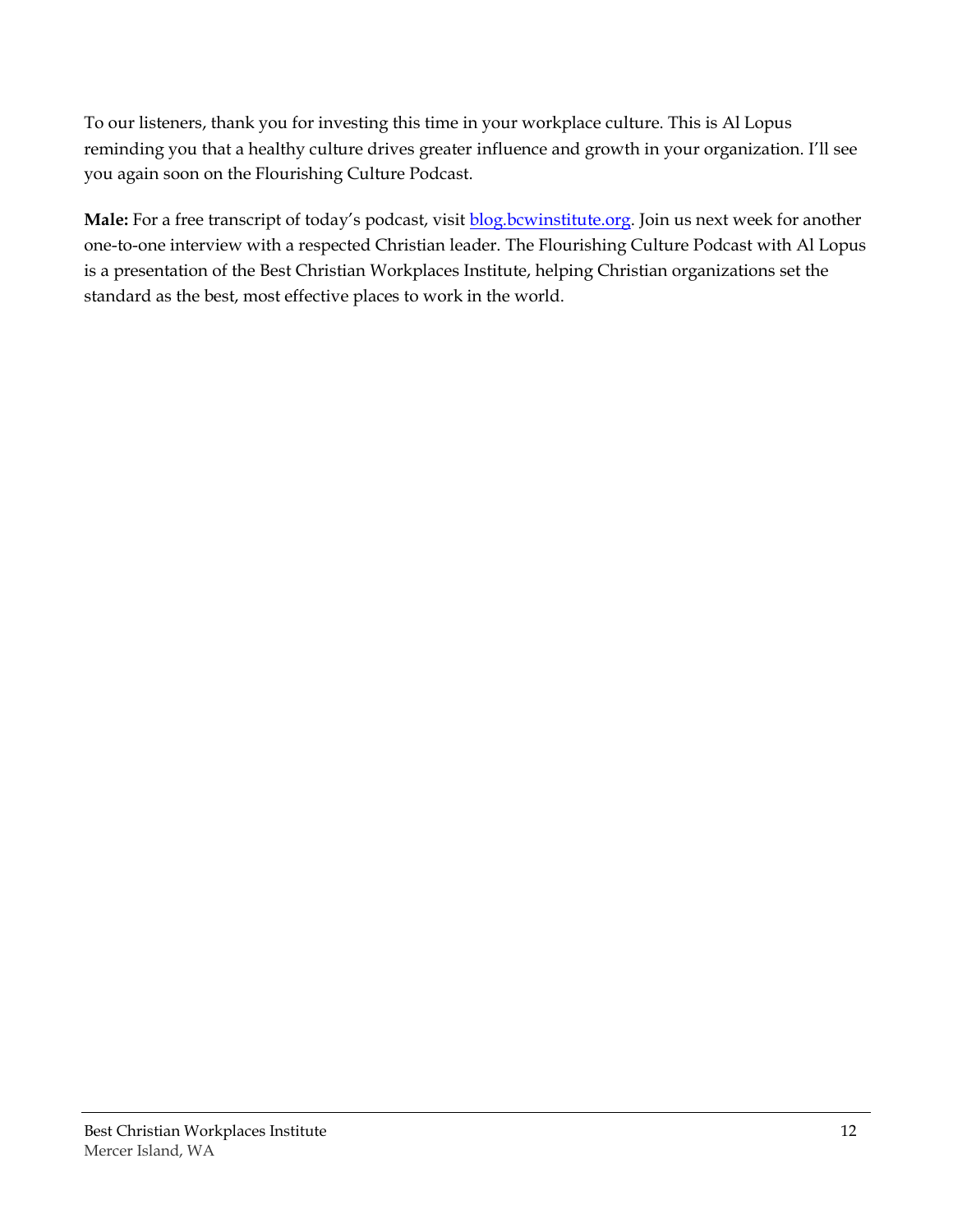To our listeners, thank you for investing this time in your workplace culture. This is Al Lopus reminding you that a healthy culture drives greater influence and growth in your organization. I'll see you again soon on the Flourishing Culture Podcast.

**Male:** For a free transcript of today's podcast, visit [blog.bcwinstitute.org](blog.bcwinstitute.org). Join us next week for another one-to-one interview with a respected Christian leader. The Flourishing Culture Podcast with Al Lopus is a presentation of the Best Christian Workplaces Institute, helping Christian organizations set the standard as the best, most effective places to work in the world.